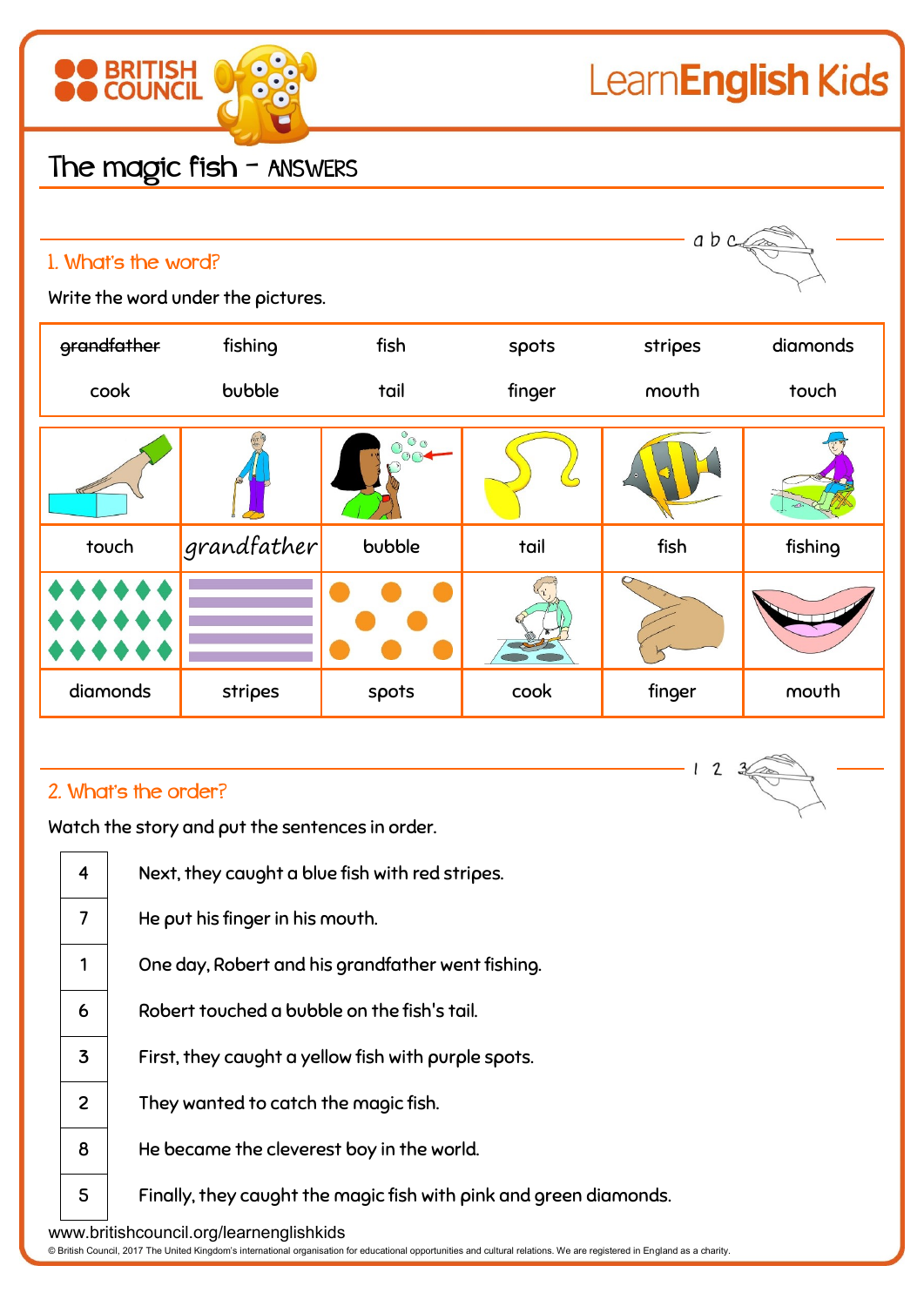# The magic fish – ANSWERS

## 1. What's the word?

Write the word under the pictures.

| | | | | | |
|---|---|---|---|---|---|
| ~~grandfather~~ | fishing | fish | spots | stripes | diamonds |
| cook | bubble | tail | finger | mouth | touch |

| | | | | | |
|---|---|---|---|---|---|
| touch | grandfather | bubble | tail | fish | fishing |
| diamonds | stripes | spots | cook | finger | mouth |

## 2. What's the order?

Watch the story and put the sentences in order.

| | |
|---|---|
| 4 | Next, they caught a blue fish with red stripes. |
| 7 | He put his finger in his mouth. |
| 1 | One day, Robert and his grandfather went fishing. |
| 6 | Robert touched a bubble on the fish's tail. |
| 3 | First, they caught a yellow fish with purple spots. |
| 2 | They wanted to catch the magic fish. |
| 8 | He became the cleverest boy in the world. |
| 5 | Finally, they caught the magic fish with pink and green diamonds. |

www.britishcouncil.org/learnenglishkids

© British Council, 2017 The United Kingdom's international organisation for educational opportunities and cultural relations. We are registered in England as a charity.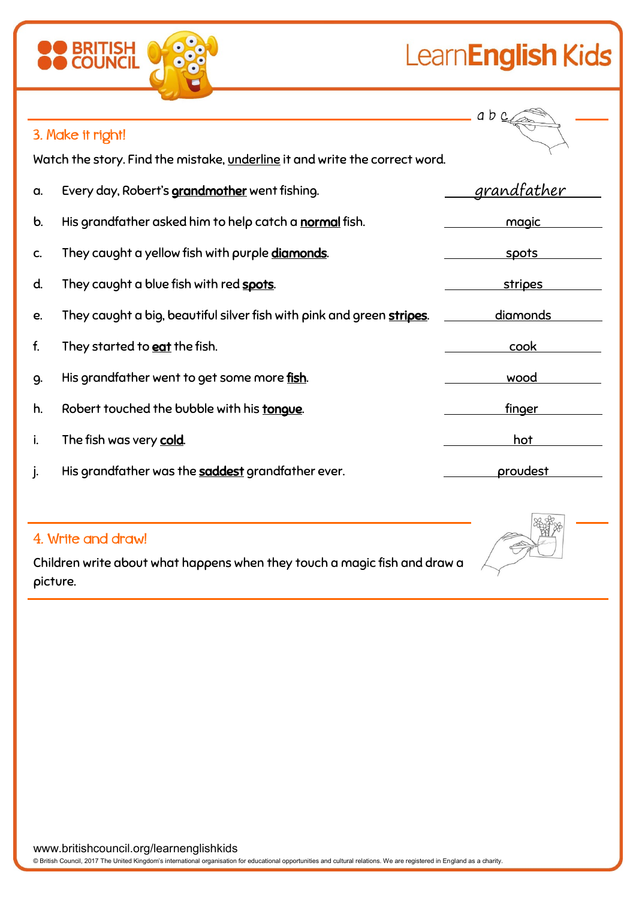## 3. Make it right!

Watch the story. Find the mistake, underline it and write the correct word.

a. Every day, Robert's **grandmother** went fishing. — grandfather

b. His grandfather asked him to help catch a **normal** fish. — magic

c. They caught a yellow fish with purple **diamonds**. — spots

d. They caught a blue fish with red **spots**. — stripes

e. They caught a big, beautiful silver fish with pink and green **stripes**. — diamonds

f. They started to **eat** the fish. — cook

g. His grandfather went to get some more **fish**. — wood

h. Robert touched the bubble with his **tongue**. — finger

i. The fish was very **cold**. — hot

j. His grandfather was the **saddest** grandfather ever. — proudest

## 4. Write and draw!

Children write about what happens when they touch a magic fish and draw a picture.

www.britishcouncil.org/learnenglishkids

© British Council, 2017 The United Kingdom's international organisation for educational opportunities and cultural relations. We are registered in England as a charity.